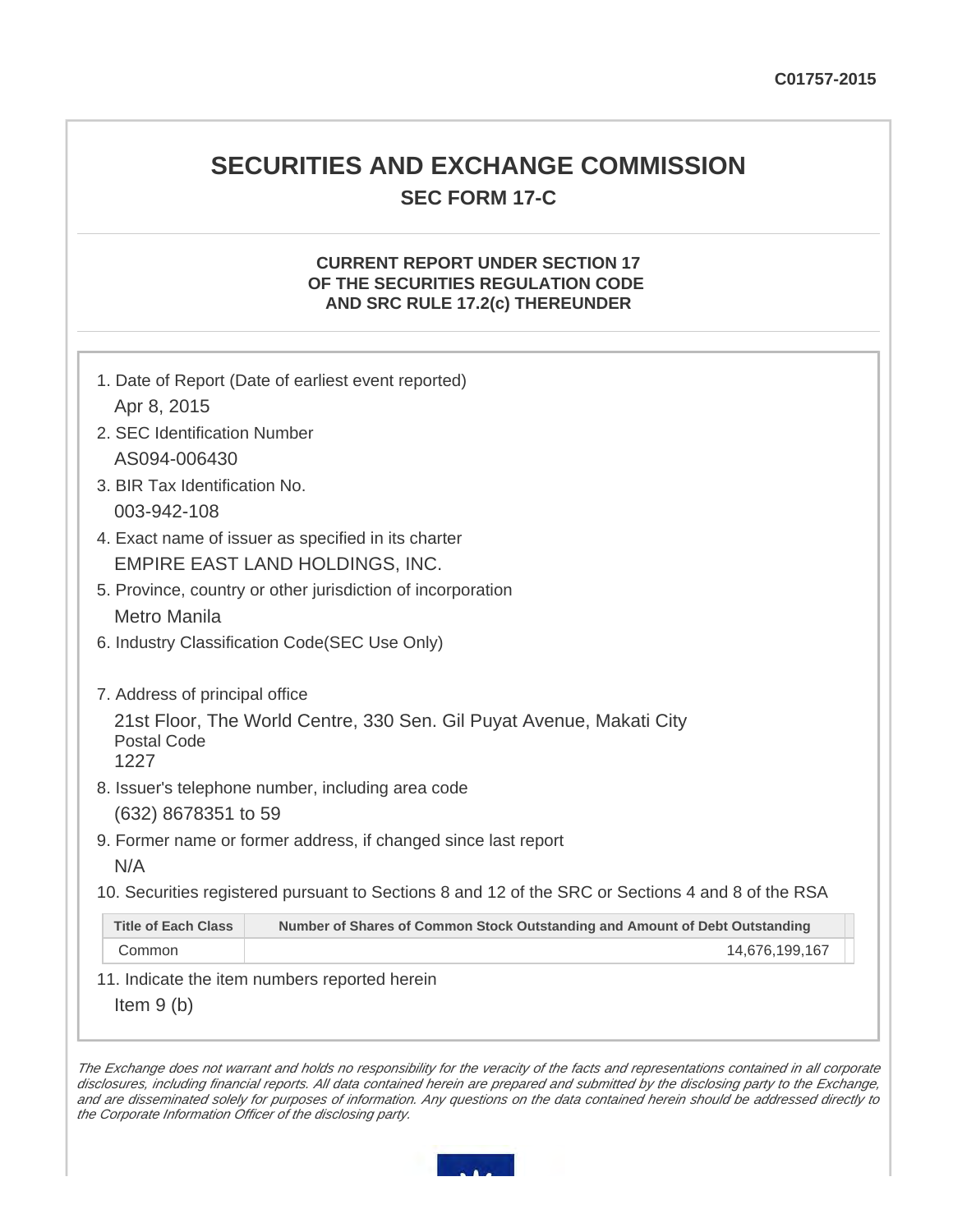C01757-2015

# SECURITIES AND EXCHANGE COMMISSION

## SEC FORM 17-C

### CURRENT REPORT UNDER SECTION 17 OF THE SECURITIES REGULATION CODE AND SRC RULE 17.2(c) THEREUNDER

1. Date of Report (Date of earliest event reported)

   Apr 8, 2015

2. SEC Identification Number

   AS094-006430

3. BIR Tax Identification No.

   003-942-108

4. Exact name of issuer as specified in its charter

   EMPIRE EAST LAND HOLDINGS, INC.

5. Province, country or other jurisdiction of incorporation

   Metro Manila

6. Industry Classification Code(SEC Use Only)

7. Address of principal office

   21st Floor, The World Centre, 330 Sen. Gil Puyat Avenue, Makati City
   Postal Code
   1227

8. Issuer's telephone number, including area code

   (632) 8678351 to 59

9. Former name or former address, if changed since last report

   N/A

10. Securities registered pursuant to Sections 8 and 12 of the SRC or Sections 4 and 8 of the RSA

| Title of Each Class | Number of Shares of Common Stock Outstanding and Amount of Debt Outstanding |
|---|---|
| Common | 14,676,199,167 |

11. Indicate the item numbers reported herein

    Item 9 (b)

*The Exchange does not warrant and holds no responsibility for the veracity of the facts and representations contained in all corporate disclosures, including financial reports. All data contained herein are prepared and submitted by the disclosing party to the Exchange, and are disseminated solely for purposes of information. Any questions on the data contained herein should be addressed directly to the Corporate Information Officer of the disclosing party.*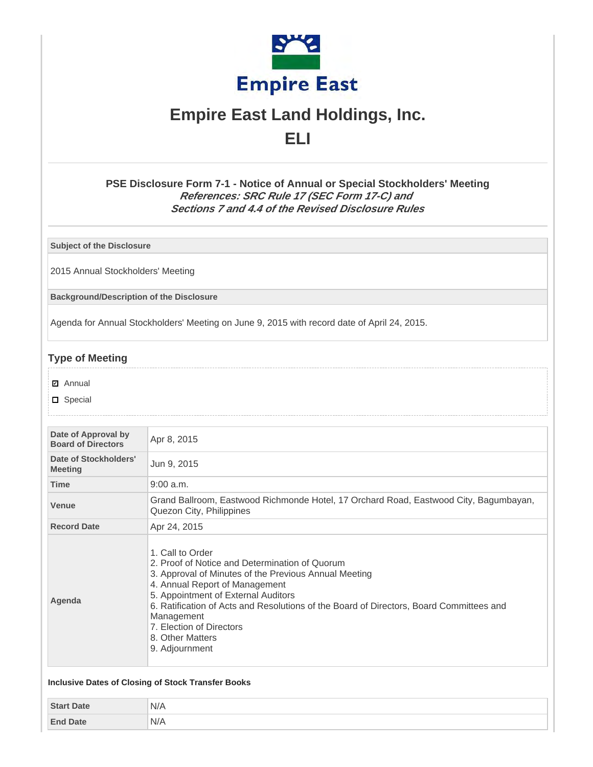# Empire East Land Holdings, Inc.

## ELI

### PSE Disclosure Form 7-1 - Notice of Annual or Special Stockholders' Meeting

***References: SRC Rule 17 (SEC Form 17-C) and***
***Sections 7 and 4.4 of the Revised Disclosure Rules***

**Subject of the Disclosure**

2015 Annual Stockholders' Meeting

**Background/Description of the Disclosure**

Agenda for Annual Stockholders' Meeting on June 9, 2015 with record date of April 24, 2015.

## Type of Meeting

- ☑ Annual
- ☐ Special

| | |
|---|---|
| **Date of Approval by Board of Directors** | Apr 8, 2015 |
| **Date of Stockholders' Meeting** | Jun 9, 2015 |
| **Time** | 9:00 a.m. |
| **Venue** | Grand Ballroom, Eastwood Richmonde Hotel, 17 Orchard Road, Eastwood City, Bagumbayan, Quezon City, Philippines |
| **Record Date** | Apr 24, 2015 |
| **Agenda** | 1. Call to Order<br>2. Proof of Notice and Determination of Quorum<br>3. Approval of Minutes of the Previous Annual Meeting<br>4. Annual Report of Management<br>5. Appointment of External Auditors<br>6. Ratification of Acts and Resolutions of the Board of Directors, Board Committees and Management<br>7. Election of Directors<br>8. Other Matters<br>9. Adjournment |

**Inclusive Dates of Closing of Stock Transfer Books**

| | |
|---|---|
| **Start Date** | N/A |
| **End Date** | N/A |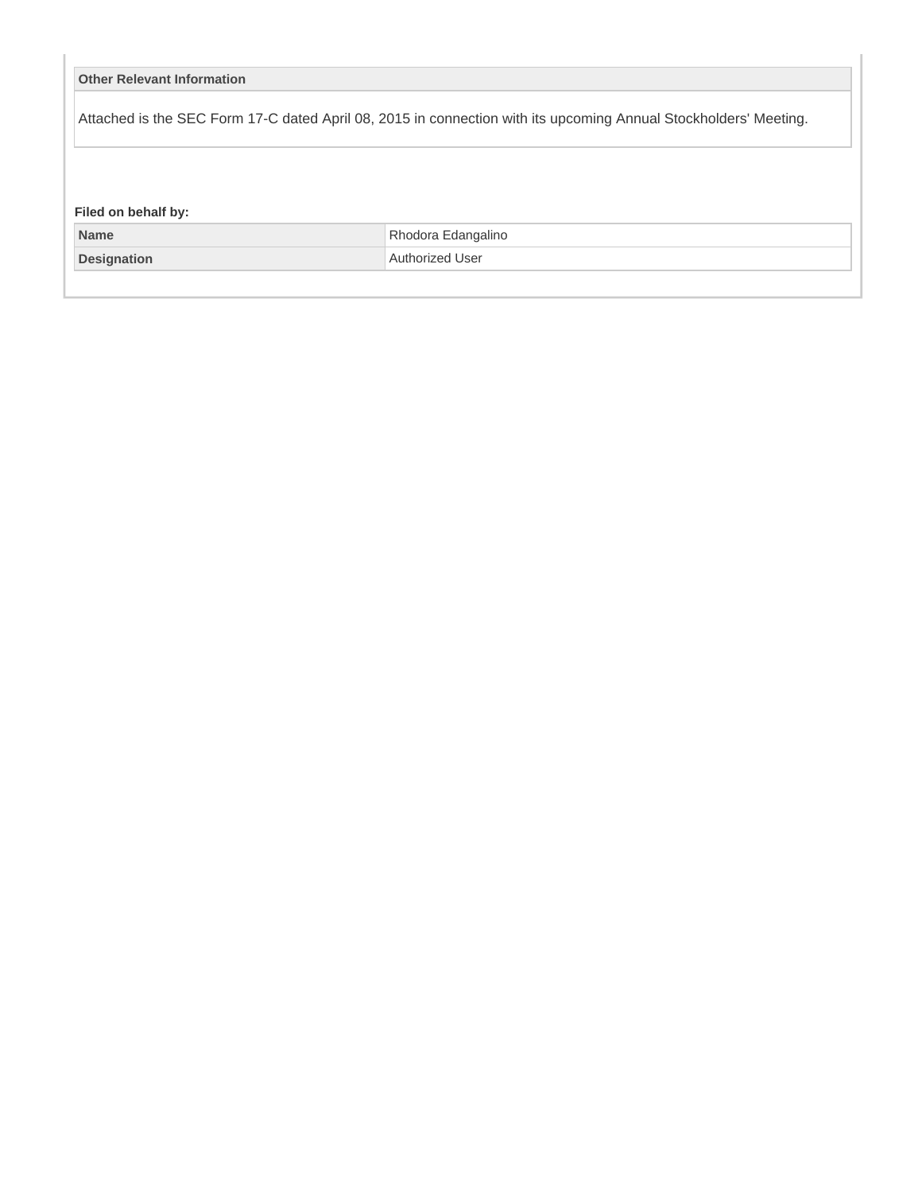| Other Relevant Information |
| --- |
| Attached is the SEC Form 17-C dated April 08, 2015 in connection with its upcoming Annual Stockholders' Meeting. |

**Filed on behalf by:**

| Name | Rhodora Edangalino |
| --- | --- |
| Designation | Authorized User |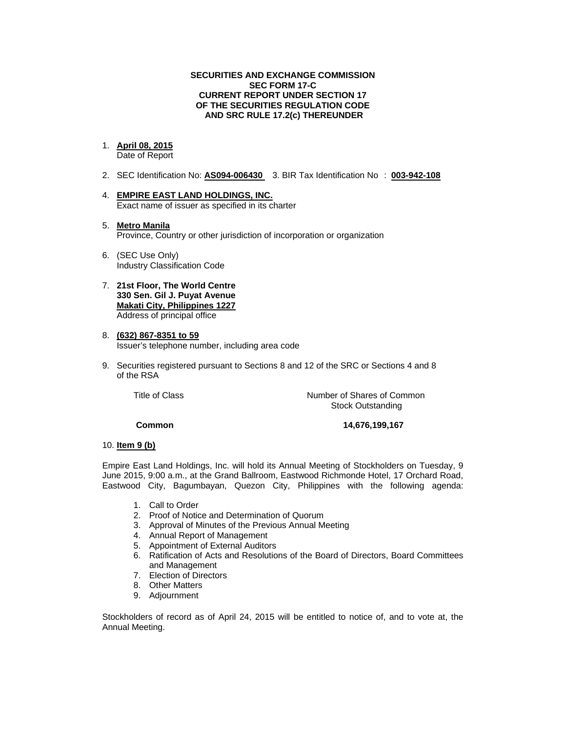**SECURITIES AND EXCHANGE COMMISSION**
**SEC FORM 17-C**
**CURRENT REPORT UNDER SECTION 17**
**OF THE SECURITIES REGULATION CODE**
**AND SRC RULE 17.2(c) THEREUNDER**

1. **April 08, 2015**
   Date of Report

2. SEC Identification No: **AS094-006430** 3. BIR Tax Identification No : **003-942-108**

4. **EMPIRE EAST LAND HOLDINGS, INC.**
   Exact name of issuer as specified in its charter

5. **Metro Manila**
   Province, Country or other jurisdiction of incorporation or organization

6. (SEC Use Only)
   Industry Classification Code

7. **21st Floor, The World Centre**
   **330 Sen. Gil J. Puyat Avenue**
   **Makati City, Philippines 1227**
   Address of principal office

8. **(632) 867-8351 to 59**
   Issuer's telephone number, including area code

9. Securities registered pursuant to Sections 8 and 12 of the SRC or Sections 4 and 8 of the RSA

| Title of Class | Number of Shares of Common Stock Outstanding |
|---|---|
| **Common** | **14,676,199,167** |

10. **Item 9 (b)**

Empire East Land Holdings, Inc. will hold its Annual Meeting of Stockholders on Tuesday, 9 June 2015, 9:00 a.m., at the Grand Ballroom, Eastwood Richmonde Hotel, 17 Orchard Road, Eastwood City, Bagumbayan, Quezon City, Philippines with the following agenda:

1. Call to Order
2. Proof of Notice and Determination of Quorum
3. Approval of Minutes of the Previous Annual Meeting
4. Annual Report of Management
5. Appointment of External Auditors
6. Ratification of Acts and Resolutions of the Board of Directors, Board Committees and Management
7. Election of Directors
8. Other Matters
9. Adjournment

Stockholders of record as of April 24, 2015 will be entitled to notice of, and to vote at, the Annual Meeting.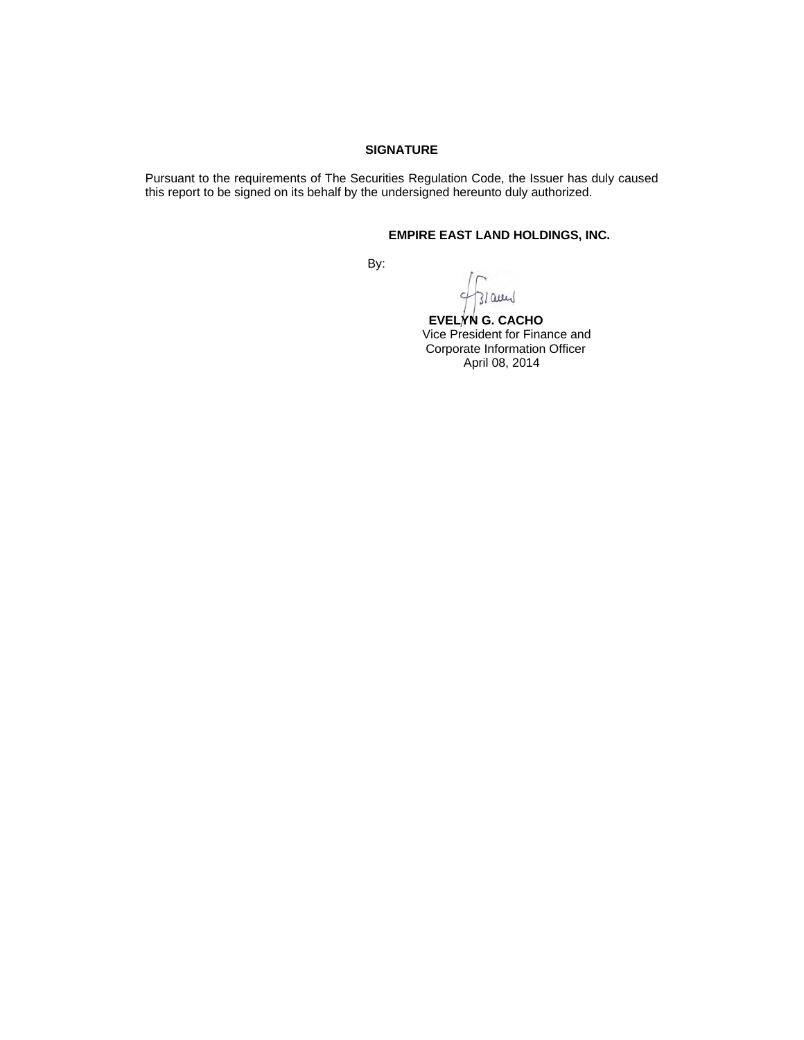**SIGNATURE**

Pursuant to the requirements of The Securities Regulation Code, the Issuer has duly caused this report to be signed on its behalf by the undersigned hereunto duly authorized.

**EMPIRE EAST LAND HOLDINGS, INC.**

By:

**EVELYN G. CACHO**
Vice President for Finance and
Corporate Information Officer
April 08, 2014